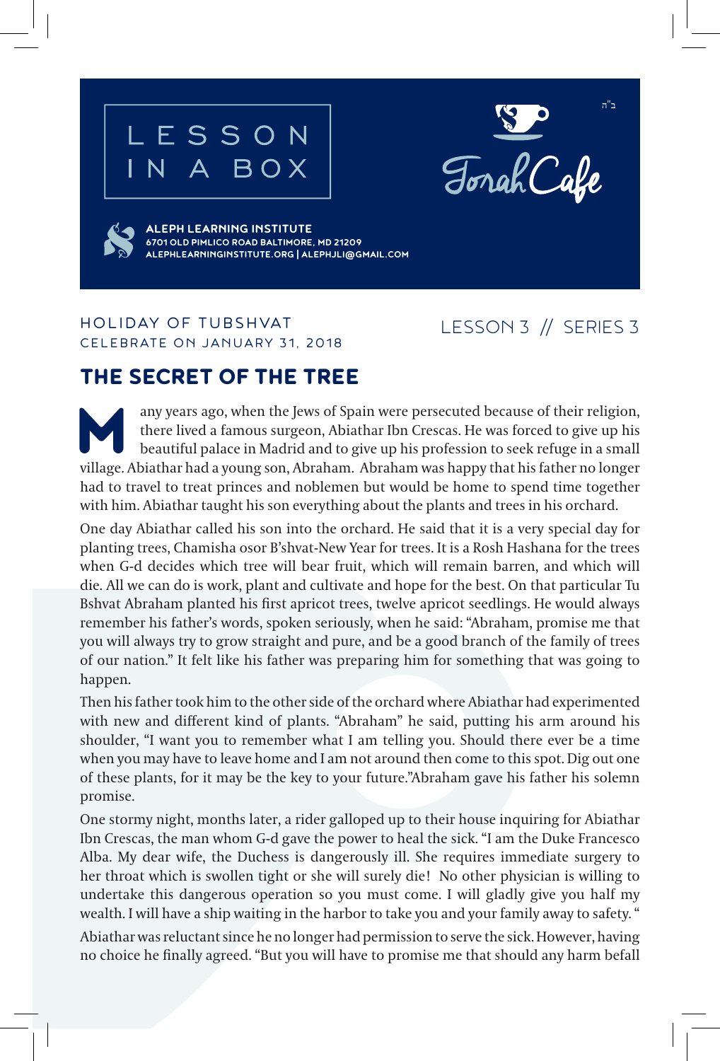# LESSON IN A BOX

ב"ה

Torah Cafe

**ALEPH LEARNING INSTITUTE**
**6701 OLD PIMLICO ROAD BALTIMORE, MD 21209**
**ALEPHLEARNINGINSTITUTE.ORG | ALEPHJLI@GMAIL.COM**

HOLIDAY OF TUBSHVAT
CELEBRATE ON JANUARY 31, 2018

LESSON 3 // SERIES 3

## THE SECRET OF THE TREE

Many years ago, when the Jews of Spain were persecuted because of their religion, there lived a famous surgeon, Abiathar Ibn Crescas. He was forced to give up his beautiful palace in Madrid and to give up his profession to seek refuge in a small village. Abiathar had a young son, Abraham. Abraham was happy that his father no longer had to travel to treat princes and noblemen but would be home to spend time together with him. Abiathar taught his son everything about the plants and trees in his orchard.

One day Abiathar called his son into the orchard. He said that it is a very special day for planting trees, Chamisha osor B'shvat-New Year for trees. It is a Rosh Hashana for the trees when G-d decides which tree will bear fruit, which will remain barren, and which will die. All we can do is work, plant and cultivate and hope for the best. On that particular Tu Bshvat Abraham planted his first apricot trees, twelve apricot seedlings. He would always remember his father's words, spoken seriously, when he said: "Abraham, promise me that you will always try to grow straight and pure, and be a good branch of the family of trees of our nation." It felt like his father was preparing him for something that was going to happen.

Then his father took him to the other side of the orchard where Abiathar had experimented with new and different kind of plants. "Abraham" he said, putting his arm around his shoulder, "I want you to remember what I am telling you. Should there ever be a time when you may have to leave home and I am not around then come to this spot. Dig out one of these plants, for it may be the key to your future."Abraham gave his father his solemn promise.

One stormy night, months later, a rider galloped up to their house inquiring for Abiathar Ibn Crescas, the man whom G-d gave the power to heal the sick. "I am the Duke Francesco Alba. My dear wife, the Duchess is dangerously ill. She requires immediate surgery to her throat which is swollen tight or she will surely die! No other physician is willing to undertake this dangerous operation so you must come. I will gladly give you half my wealth. I will have a ship waiting in the harbor to take you and your family away to safety. "

Abiathar was reluctant since he no longer had permission to serve the sick. However, having no choice he finally agreed. "But you will have to promise me that should any harm befall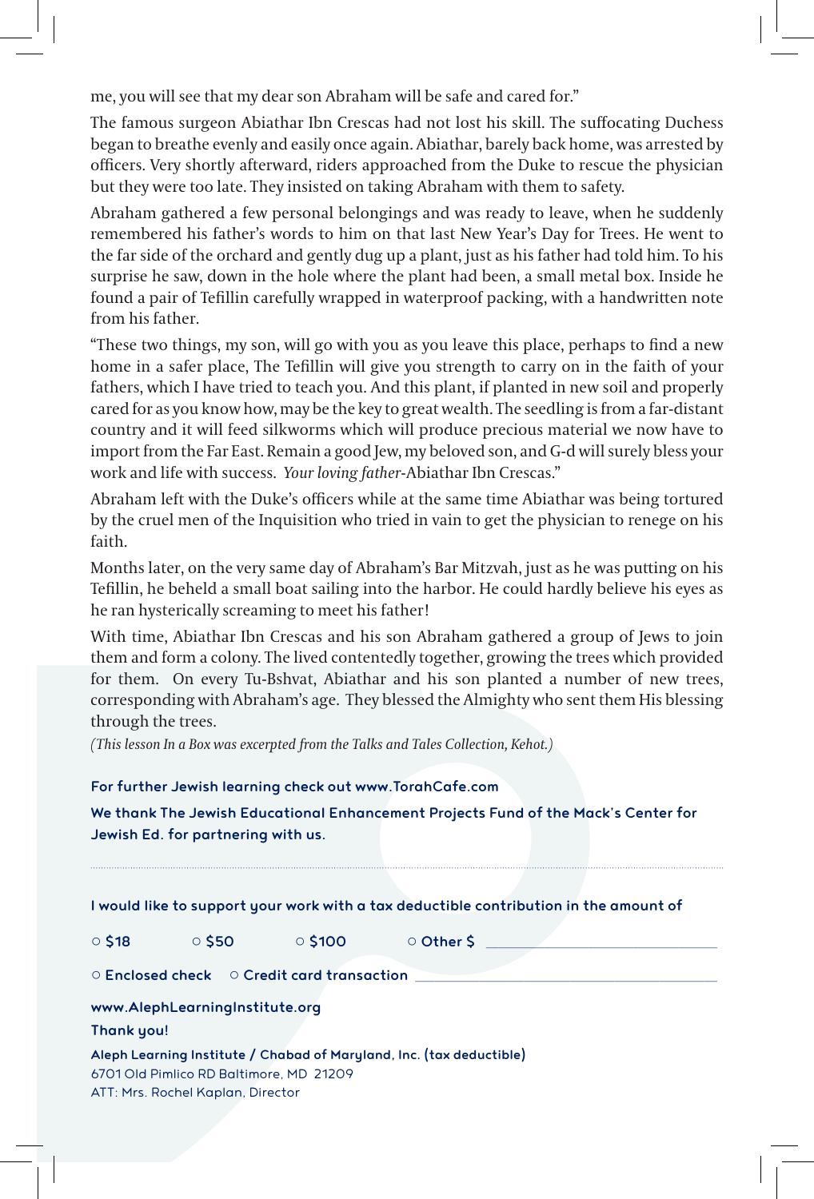me, you will see that my dear son Abraham will be safe and cared for."

The famous surgeon Abiathar Ibn Crescas had not lost his skill. The suffocating Duchess began to breathe evenly and easily once again. Abiathar, barely back home, was arrested by officers. Very shortly afterward, riders approached from the Duke to rescue the physician but they were too late. They insisted on taking Abraham with them to safety.

Abraham gathered a few personal belongings and was ready to leave, when he suddenly remembered his father's words to him on that last New Year's Day for Trees. He went to the far side of the orchard and gently dug up a plant, just as his father had told him. To his surprise he saw, down in the hole where the plant had been, a small metal box. Inside he found a pair of Tefillin carefully wrapped in waterproof packing, with a handwritten note from his father.

"These two things, my son, will go with you as you leave this place, perhaps to find a new home in a safer place, The Tefillin will give you strength to carry on in the faith of your fathers, which I have tried to teach you. And this plant, if planted in new soil and properly cared for as you know how, may be the key to great wealth. The seedling is from a far-distant country and it will feed silkworms which will produce precious material we now have to import from the Far East. Remain a good Jew, my beloved son, and G-d will surely bless your work and life with success. *Your loving father*-Abiathar Ibn Crescas."

Abraham left with the Duke's officers while at the same time Abiathar was being tortured by the cruel men of the Inquisition who tried in vain to get the physician to renege on his faith.

Months later, on the very same day of Abraham's Bar Mitzvah, just as he was putting on his Tefillin, he beheld a small boat sailing into the harbor. He could hardly believe his eyes as he ran hysterically screaming to meet his father!

With time, Abiathar Ibn Crescas and his son Abraham gathered a group of Jews to join them and form a colony. The lived contentedly together, growing the trees which provided for them. On every Tu-Bshvat, Abiathar and his son planted a number of new trees, corresponding with Abraham's age. They blessed the Almighty who sent them His blessing through the trees.

*(This lesson In a Box was excerpted from the Talks and Tales Collection, Kehot.)*

**For further Jewish learning check out www.TorahCafe.com**

**We thank The Jewish Educational Enhancement Projects Fund of the Mack's Center for Jewish Ed. for partnering with us.**

---

**I would like to support your work with a tax deductible contribution in the amount of**

○ $18 ○ $50 ○ $100 ○ Other $ ____________________

○ Enclosed check ○ Credit card transaction ____________________

**www.AlephLearningInstitute.org**

**Thank you!**

**Aleph Learning Institute / Chabad of Maryland, Inc. (tax deductible)**
6701 Old Pimlico RD Baltimore, MD 21209
ATT: Mrs. Rochel Kaplan, Director